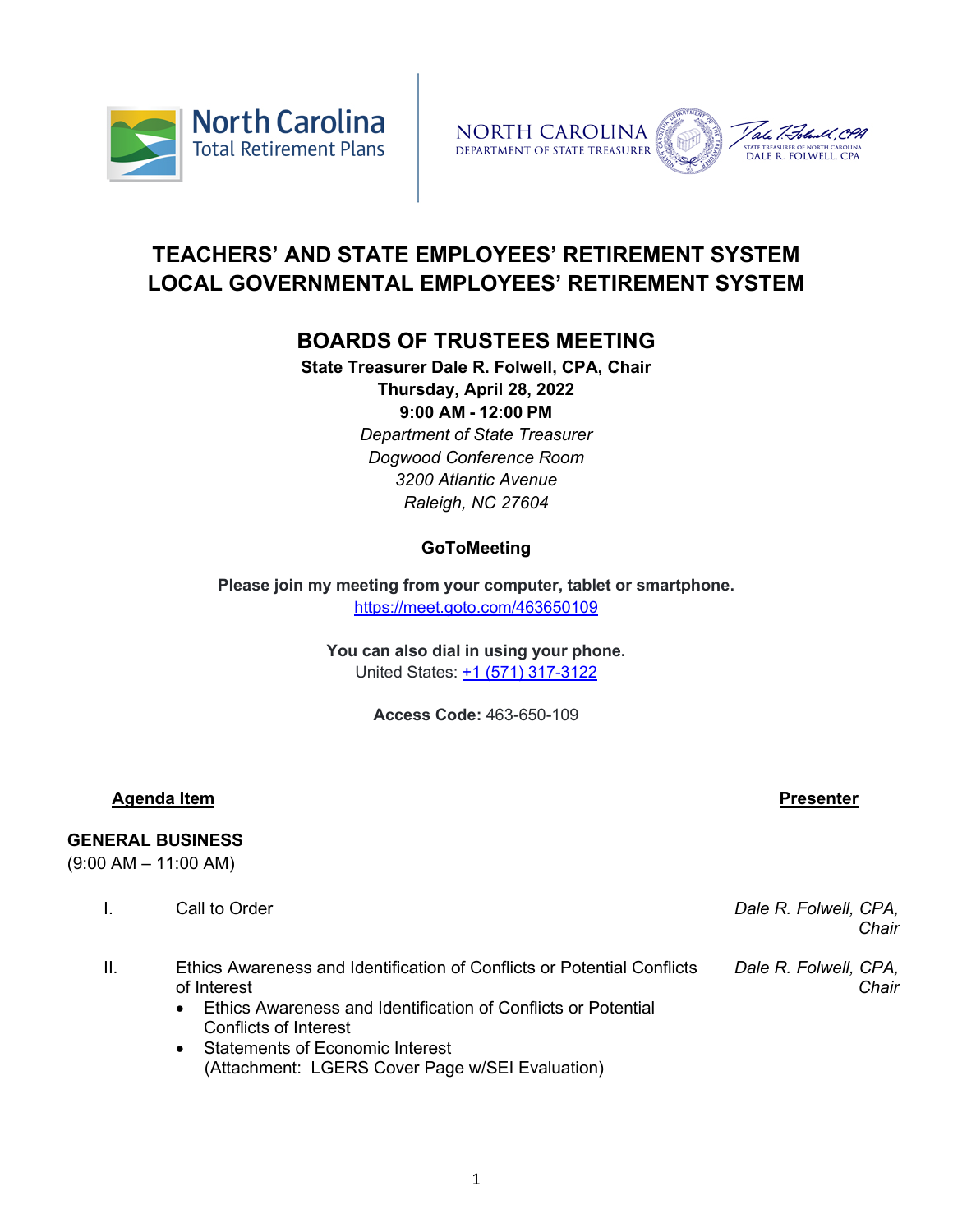North Carolina Total Retirement Plans

NORTH CAROLINA DEPARTMENT OF STATE TREASURER

STATE TREASURER OF NORTH CAROLINA DALE R. FOLWELL, CPA

# TEACHERS' AND STATE EMPLOYEES' RETIREMENT SYSTEM
# LOCAL GOVERNMENTAL EMPLOYEES' RETIREMENT SYSTEM

## BOARDS OF TRUSTEES MEETING

**State Treasurer Dale R. Folwell, CPA, Chair**
**Thursday, April 28, 2022**
**9:00 AM - 12:00 PM**
*Department of State Treasurer*
*Dogwood Conference Room*
*3200 Atlantic Avenue*
*Raleigh, NC 27604*

**GoToMeeting**

**Please join my meeting from your computer, tablet or smartphone.**
https://meet.goto.com/463650109

**You can also dial in using your phone.**
United States: +1 (571) 317-3122

**Access Code:** 463-650-109

| Agenda Item | Presenter |
|---|---|

**GENERAL BUSINESS**
(9:00 AM – 11:00 AM)

| | Agenda Item | Presenter |
|---|---|---|
| I. | Call to Order | *Dale R. Folwell, CPA, Chair* |
| II. | Ethics Awareness and Identification of Conflicts or Potential Conflicts of Interest<br>• Ethics Awareness and Identification of Conflicts or Potential Conflicts of Interest<br>• Statements of Economic Interest (Attachment: LGERS Cover Page w/SEI Evaluation) | *Dale R. Folwell, CPA, Chair* |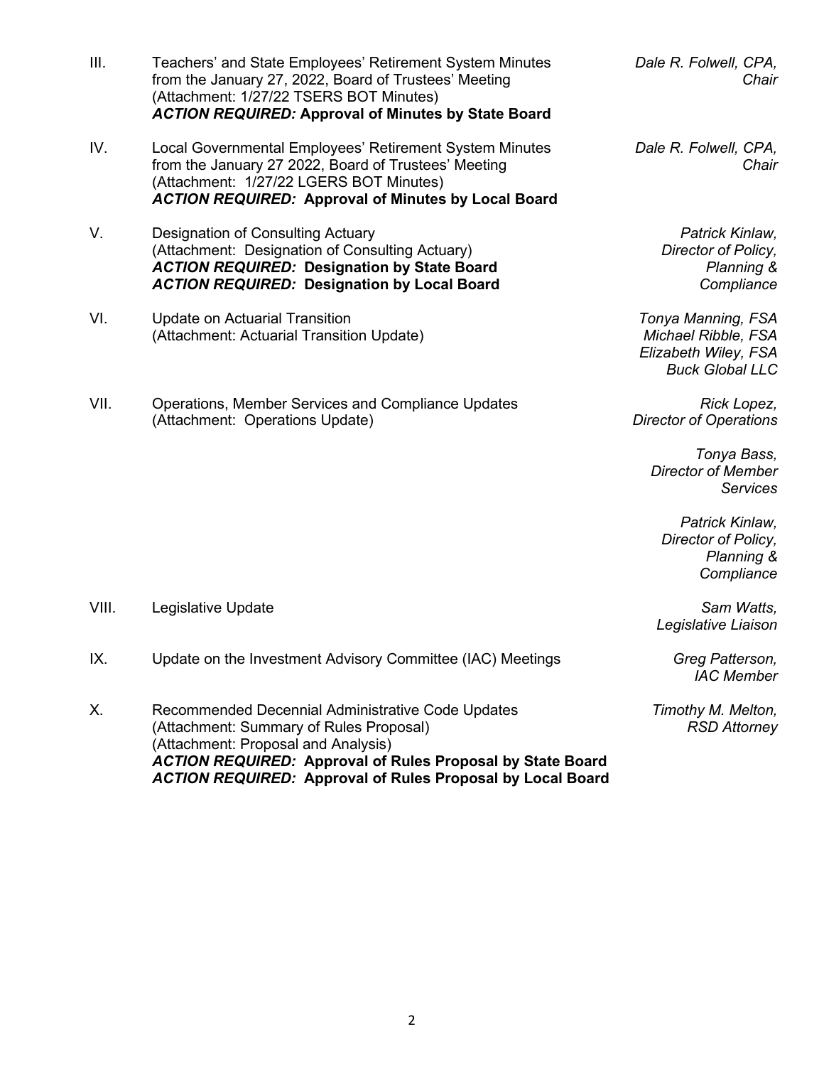| | | |
|---|---|---|
| III. | Teachers' and State Employees' Retirement System Minutes from the January 27, 2022, Board of Trustees' Meeting (Attachment: 1/27/22 TSERS BOT Minutes) ***ACTION REQUIRED:* Approval of Minutes by State Board** | *Dale R. Folwell, CPA, Chair* |
| IV. | Local Governmental Employees' Retirement System Minutes from the January 27 2022, Board of Trustees' Meeting (Attachment: 1/27/22 LGERS BOT Minutes) ***ACTION REQUIRED:* Approval of Minutes by Local Board** | *Dale R. Folwell, CPA, Chair* |
| V. | Designation of Consulting Actuary (Attachment: Designation of Consulting Actuary) ***ACTION REQUIRED:* Designation by State Board** ***ACTION REQUIRED:* Designation by Local Board** | *Patrick Kinlaw, Director of Policy, Planning & Compliance* |
| VI. | Update on Actuarial Transition (Attachment: Actuarial Transition Update) | *Tonya Manning, FSA Michael Ribble, FSA Elizabeth Wiley, FSA Buck Global LLC* |
| VII. | Operations, Member Services and Compliance Updates (Attachment: Operations Update) | *Rick Lopez, Director of Operations* *Tonya Bass, Director of Member Services* *Patrick Kinlaw, Director of Policy, Planning & Compliance* |
| VIII. | Legislative Update | *Sam Watts, Legislative Liaison* |
| IX. | Update on the Investment Advisory Committee (IAC) Meetings | *Greg Patterson, IAC Member* |
| X. | Recommended Decennial Administrative Code Updates (Attachment: Summary of Rules Proposal) (Attachment: Proposal and Analysis) ***ACTION REQUIRED:* Approval of Rules Proposal by State Board** ***ACTION REQUIRED:* Approval of Rules Proposal by Local Board** | *Timothy M. Melton, RSD Attorney* |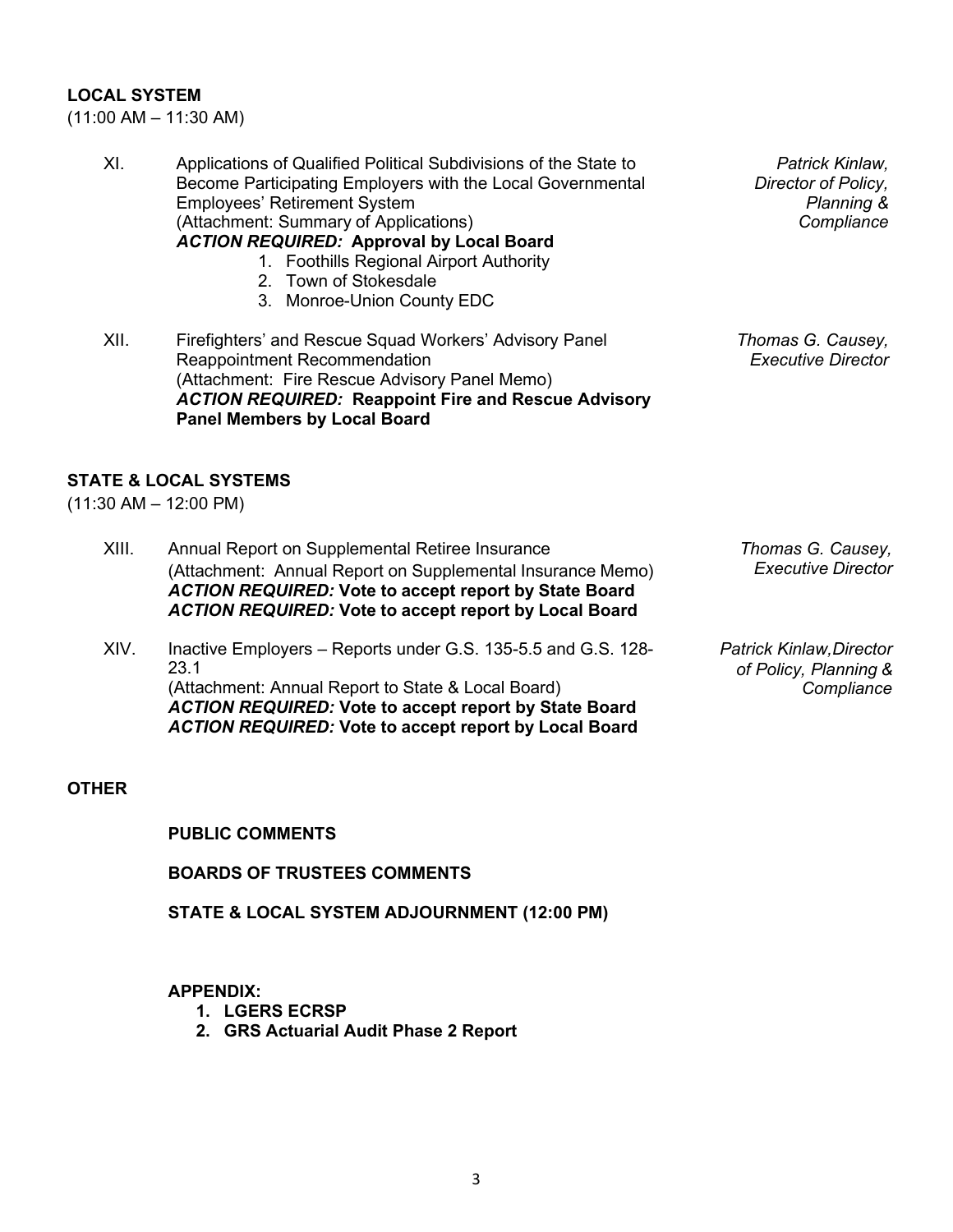**LOCAL SYSTEM**

(11:00 AM – 11:30 AM)

XI. Applications of Qualified Political Subdivisions of the State to Become Participating Employers with the Local Governmental Employees' Retirement System
(Attachment: Summary of Applications)
***ACTION REQUIRED:* Approval by Local Board**

1. Foothills Regional Airport Authority
2. Town of Stokesdale
3. Monroe-Union County EDC

*Patrick Kinlaw, Director of Policy, Planning & Compliance*

XII. Firefighters' and Rescue Squad Workers' Advisory Panel Reappointment Recommendation
(Attachment: Fire Rescue Advisory Panel Memo)
***ACTION REQUIRED:* Reappoint Fire and Rescue Advisory Panel Members by Local Board**

*Thomas G. Causey, Executive Director*

**STATE & LOCAL SYSTEMS**

(11:30 AM – 12:00 PM)

XIII. Annual Report on Supplemental Retiree Insurance
(Attachment: Annual Report on Supplemental Insurance Memo)
***ACTION REQUIRED:* Vote to accept report by State Board**
***ACTION REQUIRED:* Vote to accept report by Local Board**

*Thomas G. Causey, Executive Director*

XIV. Inactive Employers – Reports under G.S. 135-5.5 and G.S. 128-23.1
(Attachment: Annual Report to State & Local Board)
***ACTION REQUIRED:* Vote to accept report by State Board**
***ACTION REQUIRED:* Vote to accept report by Local Board**

*Patrick Kinlaw, Director of Policy, Planning & Compliance*

**OTHER**

**PUBLIC COMMENTS**

**BOARDS OF TRUSTEES COMMENTS**

**STATE & LOCAL SYSTEM ADJOURNMENT (12:00 PM)**

**APPENDIX:**

1. **LGERS ECRSP**
2. **GRS Actuarial Audit Phase 2 Report**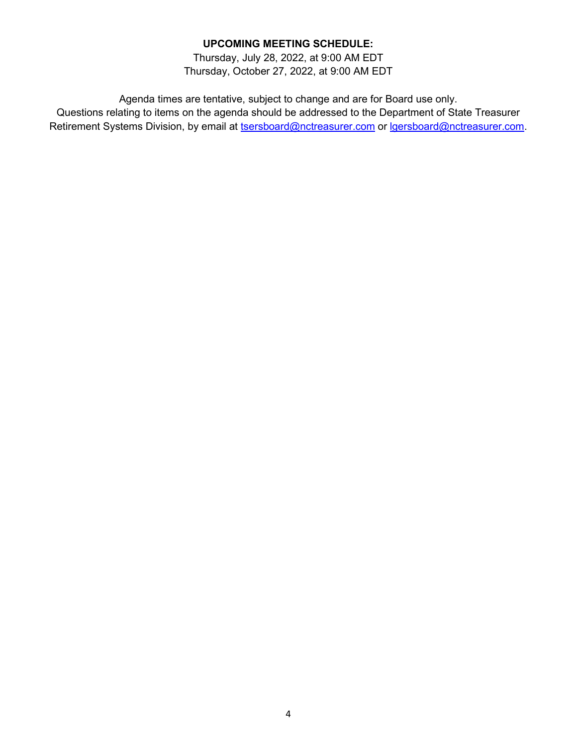**UPCOMING MEETING SCHEDULE:**

Thursday, July 28, 2022, at 9:00 AM EDT
Thursday, October 27, 2022, at 9:00 AM EDT

Agenda times are tentative, subject to change and are for Board use only.
Questions relating to items on the agenda should be addressed to the Department of State Treasurer Retirement Systems Division, by email at tsersboard@nctreasurer.com or lgersboard@nctreasurer.com.